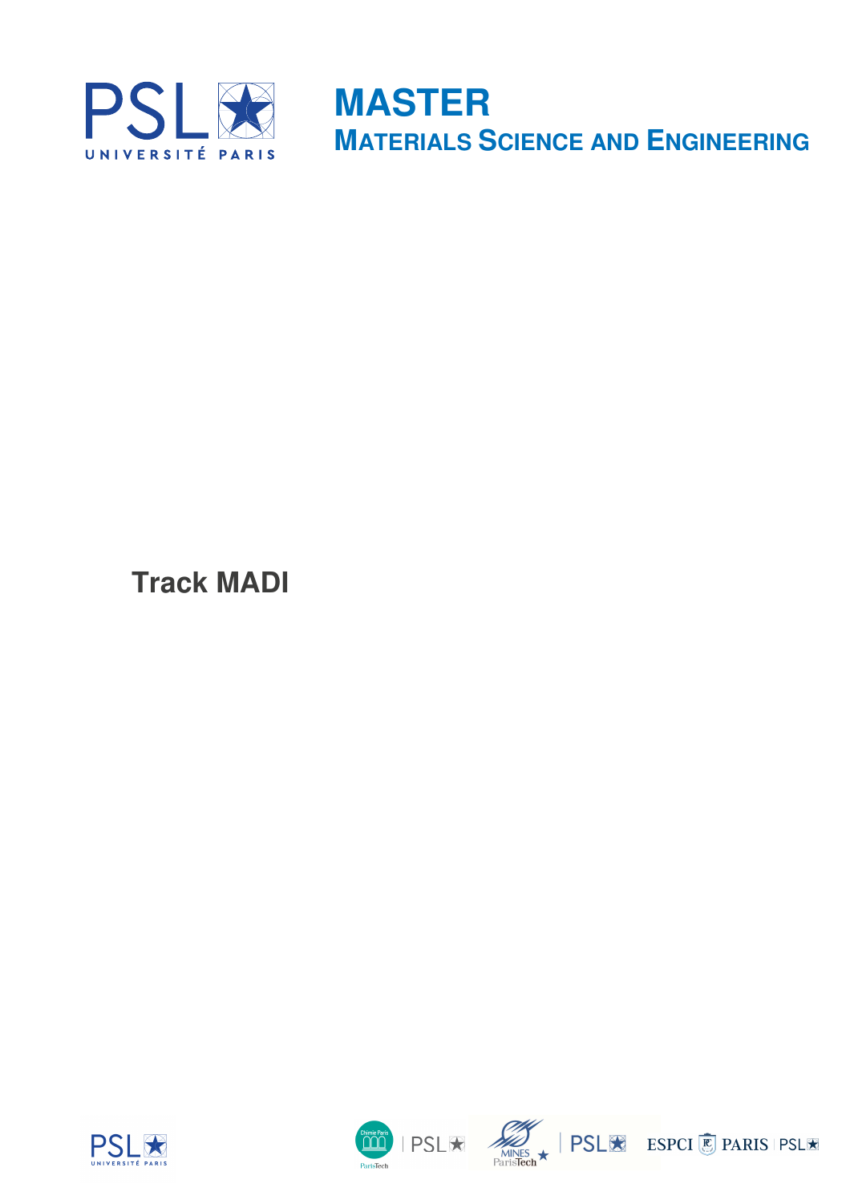# MASTER

## MATERIALS SCIENCE AND ENGINEERING

### Track MADI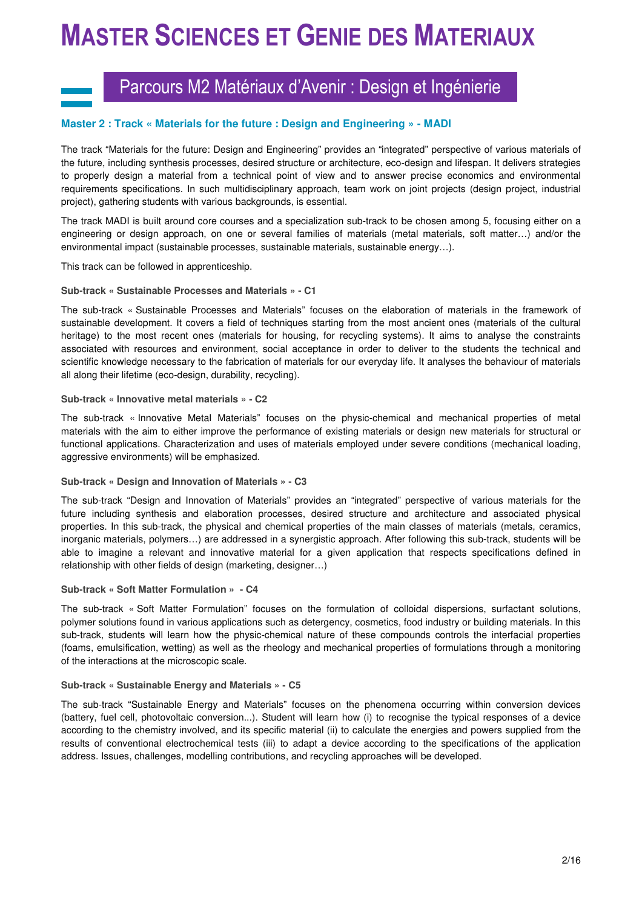# MASTER SCIENCES ET GENIE DES MATERIAUX

## Parcours M2 Matériaux d'Avenir : Design et Ingénierie

### Master 2 : Track « Materials for the future : Design and Engineering » - MADI

The track "Materials for the future: Design and Engineering" provides an "integrated" perspective of various materials of the future, including synthesis processes, desired structure or architecture, eco-design and lifespan. It delivers strategies to properly design a material from a technical point of view and to answer precise economics and environmental requirements specifications. In such multidisciplinary approach, team work on joint projects (design project, industrial project), gathering students with various backgrounds, is essential.

The track MADI is built around core courses and a specialization sub-track to be chosen among 5, focusing either on a engineering or design approach, on one or several families of materials (metal materials, soft matter…) and/or the environmental impact (sustainable processes, sustainable materials, sustainable energy…).

This track can be followed in apprenticeship.

#### Sub-track « Sustainable Processes and Materials » - C1

The sub-track « Sustainable Processes and Materials" focuses on the elaboration of materials in the framework of sustainable development. It covers a field of techniques starting from the most ancient ones (materials of the cultural heritage) to the most recent ones (materials for housing, for recycling systems). It aims to analyse the constraints associated with resources and environment, social acceptance in order to deliver to the students the technical and scientific knowledge necessary to the fabrication of materials for our everyday life. It analyses the behaviour of materials all along their lifetime (eco-design, durability, recycling).

#### Sub-track « Innovative metal materials » - C2

The sub-track « Innovative Metal Materials" focuses on the physic-chemical and mechanical properties of metal materials with the aim to either improve the performance of existing materials or design new materials for structural or functional applications. Characterization and uses of materials employed under severe conditions (mechanical loading, aggressive environments) will be emphasized.

#### Sub-track « Design and Innovation of Materials » - C3

The sub-track "Design and Innovation of Materials" provides an "integrated" perspective of various materials for the future including synthesis and elaboration processes, desired structure and architecture and associated physical properties. In this sub-track, the physical and chemical properties of the main classes of materials (metals, ceramics, inorganic materials, polymers…) are addressed in a synergistic approach. After following this sub-track, students will be able to imagine a relevant and innovative material for a given application that respects specifications defined in relationship with other fields of design (marketing, designer…)

#### Sub-track « Soft Matter Formulation » - C4

The sub-track « Soft Matter Formulation" focuses on the formulation of colloidal dispersions, surfactant solutions, polymer solutions found in various applications such as detergency, cosmetics, food industry or building materials. In this sub-track, students will learn how the physic-chemical nature of these compounds controls the interfacial properties (foams, emulsification, wetting) as well as the rheology and mechanical properties of formulations through a monitoring of the interactions at the microscopic scale.

#### Sub-track « Sustainable Energy and Materials » - C5

The sub-track "Sustainable Energy and Materials" focuses on the phenomena occurring within conversion devices (battery, fuel cell, photovoltaic conversion...). Student will learn how (i) to recognise the typical responses of a device according to the chemistry involved, and its specific material (ii) to calculate the energies and powers supplied from the results of conventional electrochemical tests (iii) to adapt a device according to the specifications of the application address. Issues, challenges, modelling contributions, and recycling approaches will be developed.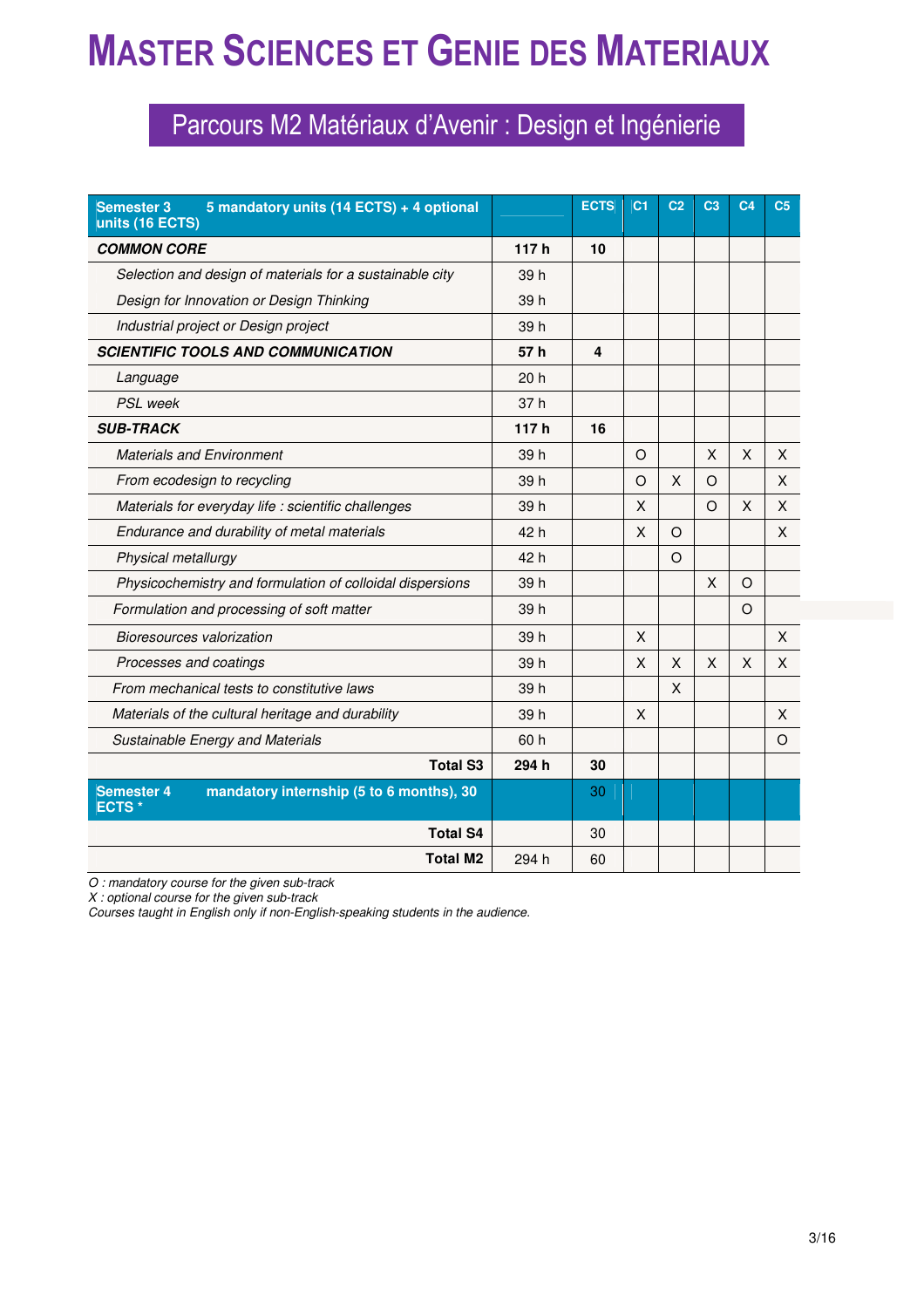# MASTER SCIENCES ET GENIE DES MATERIAUX

## Parcours M2 Matériaux d'Avenir : Design et Ingénierie

| Semester 3 5 mandatory units (14 ECTS) + 4 optional units (16 ECTS) | | ECTS | C1 | C2 | C3 | C4 | C5 |
|---|---|---|---|---|---|---|---|
| ***COMMON CORE*** | **117 h** | **10** | | | | | |
| *Selection and design of materials for a sustainable city* | 39 h | | | | | | |
| *Design for Innovation or Design Thinking* | 39 h | | | | | | |
| *Industrial project or Design project* | 39 h | | | | | | |
| ***SCIENTIFIC TOOLS AND COMMUNICATION*** | **57 h** | **4** | | | | | |
| *Language* | 20 h | | | | | | |
| *PSL week* | 37 h | | | | | | |
| ***SUB-TRACK*** | **117 h** | **16** | | | | | |
| *Materials and Environment* | 39 h | | O | | X | X | X |
| *From ecodesign to recycling* | 39 h | | O | X | O | | X |
| *Materials for everyday life : scientific challenges* | 39 h | | X | | O | X | X |
| *Endurance and durability of metal materials* | 42 h | | X | O | | | X |
| *Physical metallurgy* | 42 h | | | O | | | |
| *Physicochemistry and formulation of colloidal dispersions* | 39 h | | | | X | O | |
| *Formulation and processing of soft matter* | 39 h | | | | | O | |
| *Bioresources valorization* | 39 h | | X | | | | X |
| *Processes and coatings* | 39 h | | X | X | X | X | X |
| *From mechanical tests to constitutive laws* | 39 h | | | X | | | |
| *Materials of the cultural heritage and durability* | 39 h | | X | | | | X |
| *Sustainable Energy and Materials* | 60 h | | | | | | O |
| **Total S3** | **294 h** | **30** | | | | | |
| **Semester 4 mandatory internship (5 to 6 months), 30 ECTS \*** | | 30 | | | | | |
| **Total S4** | | 30 | | | | | |
| **Total M2** | 294 h | 60 | | | | | |

*O : mandatory course for the given sub-track*
*X : optional course for the given sub-track*
*Courses taught in English only if non-English-speaking students in the audience.*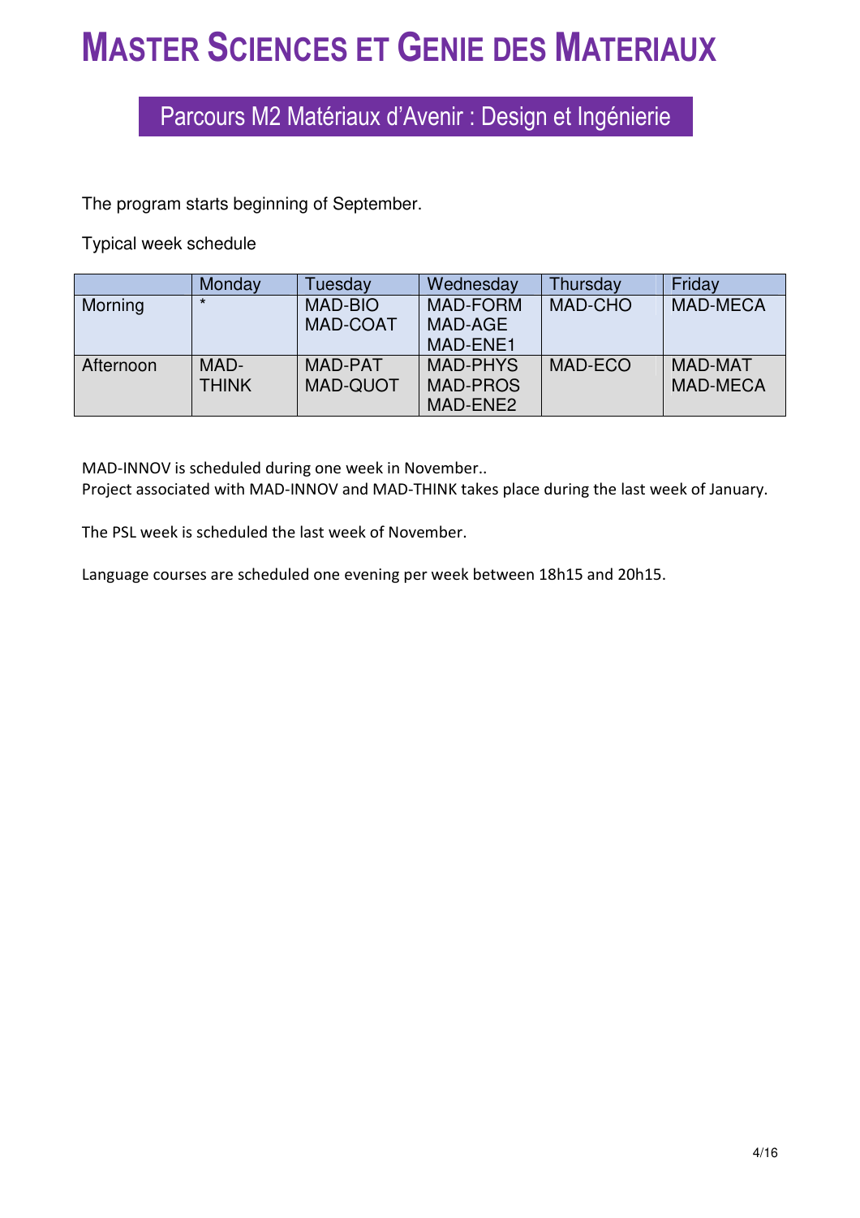# MASTER SCIENCES ET GENIE DES MATERIAUX

## Parcours M2 Matériaux d'Avenir : Design et Ingénierie

The program starts beginning of September.

Typical week schedule

| | Monday | Tuesday | Wednesday | Thursday | Friday |
|---|---|---|---|---|---|
| Morning | * | MAD-BIO MAD-COAT | MAD-FORM MAD-AGE MAD-ENE1 | MAD-CHO | MAD-MECA |
| Afternoon | MAD-THINK | MAD-PAT MAD-QUOT | MAD-PHYS MAD-PROS MAD-ENE2 | MAD-ECO | MAD-MAT MAD-MECA |

MAD-INNOV is scheduled during one week in November..
Project associated with MAD-INNOV and MAD-THINK takes place during the last week of January.

The PSL week is scheduled the last week of November.

Language courses are scheduled one evening per week between 18h15 and 20h15.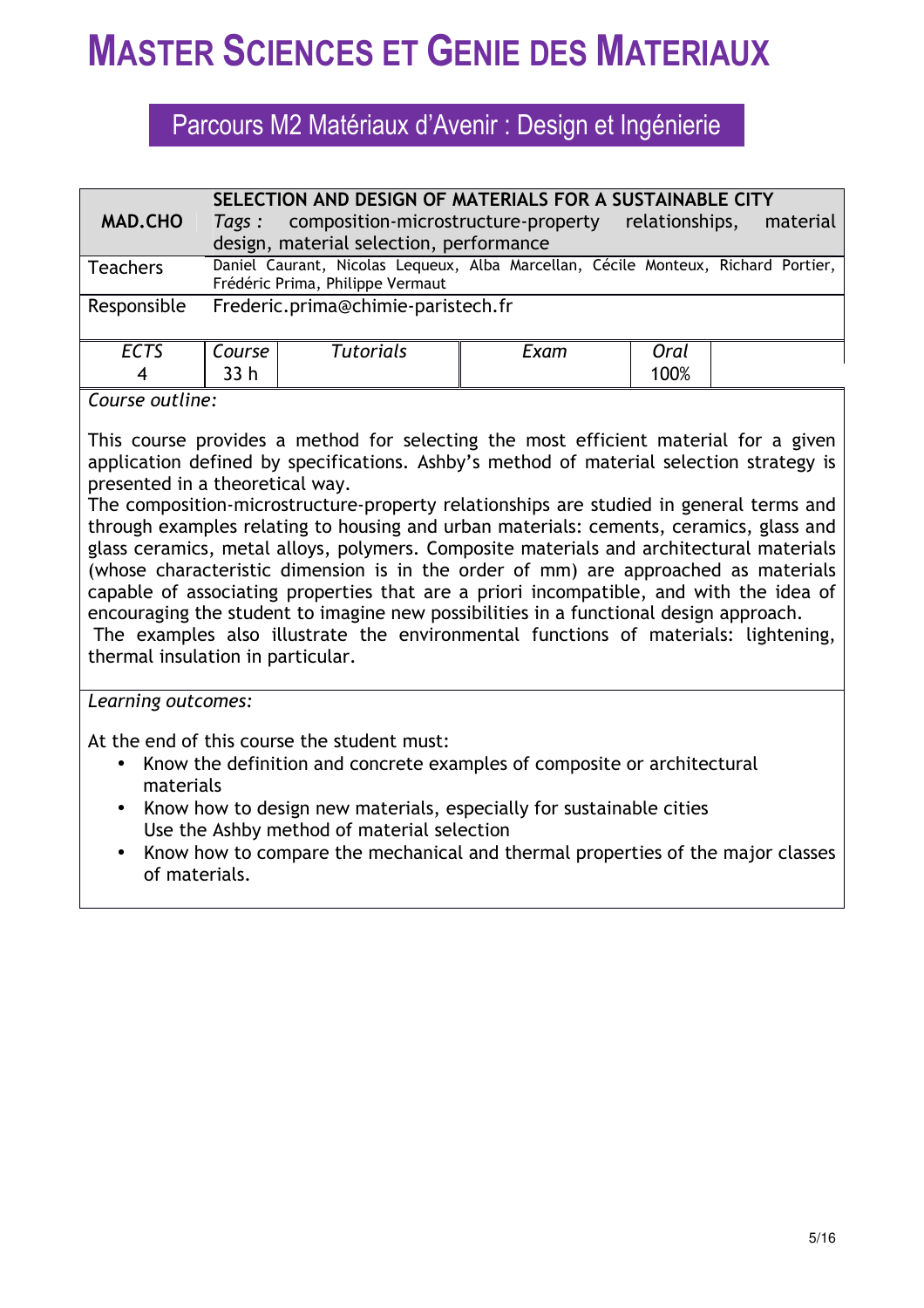# MASTER SCIENCES ET GENIE DES MATERIAUX

## Parcours M2 Matériaux d'Avenir : Design et Ingénierie

| **MAD.CHO** | **SELECTION AND DESIGN OF MATERIALS FOR A SUSTAINABLE CITY** *Tags :* composition-microstructure-property relationships, material design, material selection, performance | | | | |
|---|---|---|---|---|---|
| Teachers | Daniel Caurant, Nicolas Lequeux, Alba Marcellan, Cécile Monteux, Richard Portier, Frédéric Prima, Philippe Vermaut | | | | |
| Responsible | Frederic.prima@chimie-paristech.fr | | | | |
| *ECTS* | *Course* | *Tutorials* | *Exam* | *Oral* | |
| 4 | 33 h | | | 100% | |

*Course outline:*

This course provides a method for selecting the most efficient material for a given application defined by specifications. Ashby's method of material selection strategy is presented in a theoretical way.
The composition-microstructure-property relationships are studied in general terms and through examples relating to housing and urban materials: cements, ceramics, glass and glass ceramics, metal alloys, polymers. Composite materials and architectural materials (whose characteristic dimension is in the order of mm) are approached as materials capable of associating properties that are a priori incompatible, and with the idea of encouraging the student to imagine new possibilities in a functional design approach.
The examples also illustrate the environmental functions of materials: lightening, thermal insulation in particular.

*Learning outcomes:*

At the end of this course the student must:

- Know the definition and concrete examples of composite or architectural materials
- Know how to design new materials, especially for sustainable cities
  Use the Ashby method of material selection
- Know how to compare the mechanical and thermal properties of the major classes of materials.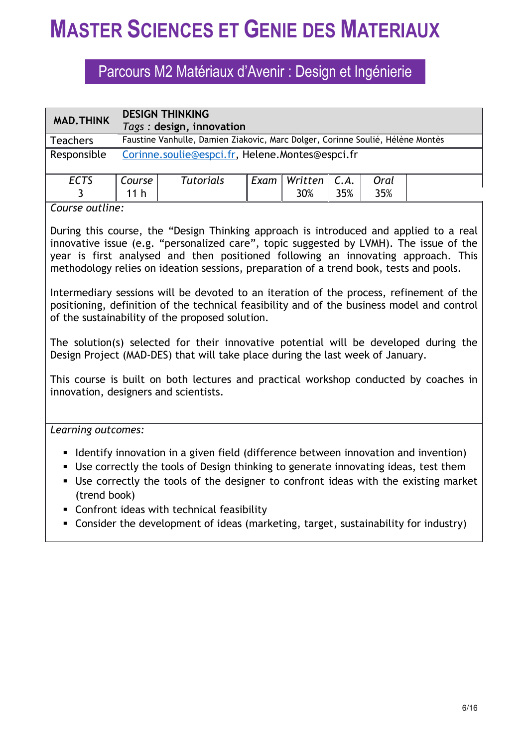# MASTER SCIENCES ET GENIE DES MATERIAUX

## Parcours M2 Matériaux d'Avenir : Design et Ingénierie

| **MAD.THINK** | **DESIGN THINKING**<br>*Tags* **: design, innovation** | | | | | | |
|---|---|---|---|---|---|---|---|
| Teachers | Faustine Vanhulle, Damien Ziakovic, Marc Dolger, Corinne Soulié, Hélène Montès | | | | | | |
| Responsible | Corinne.soulie@espci.fr, Helene.Montes@espci.fr | | | | | | |
| *ECTS*<br>3 | *Course*<br>11 h | *Tutorials* | *Exam* | *Written*<br>30% | *C.A.*<br>35% | *Oral*<br>35% | |

*Course outline:*

During this course, the "Design Thinking approach is introduced and applied to a real innovative issue (e.g. "personalized care", topic suggested by LVMH). The issue of the year is first analysed and then positioned following an innovating approach. This methodology relies on ideation sessions, preparation of a trend book, tests and pools.

Intermediary sessions will be devoted to an iteration of the process, refinement of the positioning, definition of the technical feasibility and of the business model and control of the sustainability of the proposed solution.

The solution(s) selected for their innovative potential will be developed during the Design Project (MAD-DES) that will take place during the last week of January.

This course is built on both lectures and practical workshop conducted by coaches in innovation, designers and scientists.

*Learning outcomes:*

- Identify innovation in a given field (difference between innovation and invention)
- Use correctly the tools of Design thinking to generate innovating ideas, test them
- Use correctly the tools of the designer to confront ideas with the existing market (trend book)
- Confront ideas with technical feasibility
- Consider the development of ideas (marketing, target, sustainability for industry)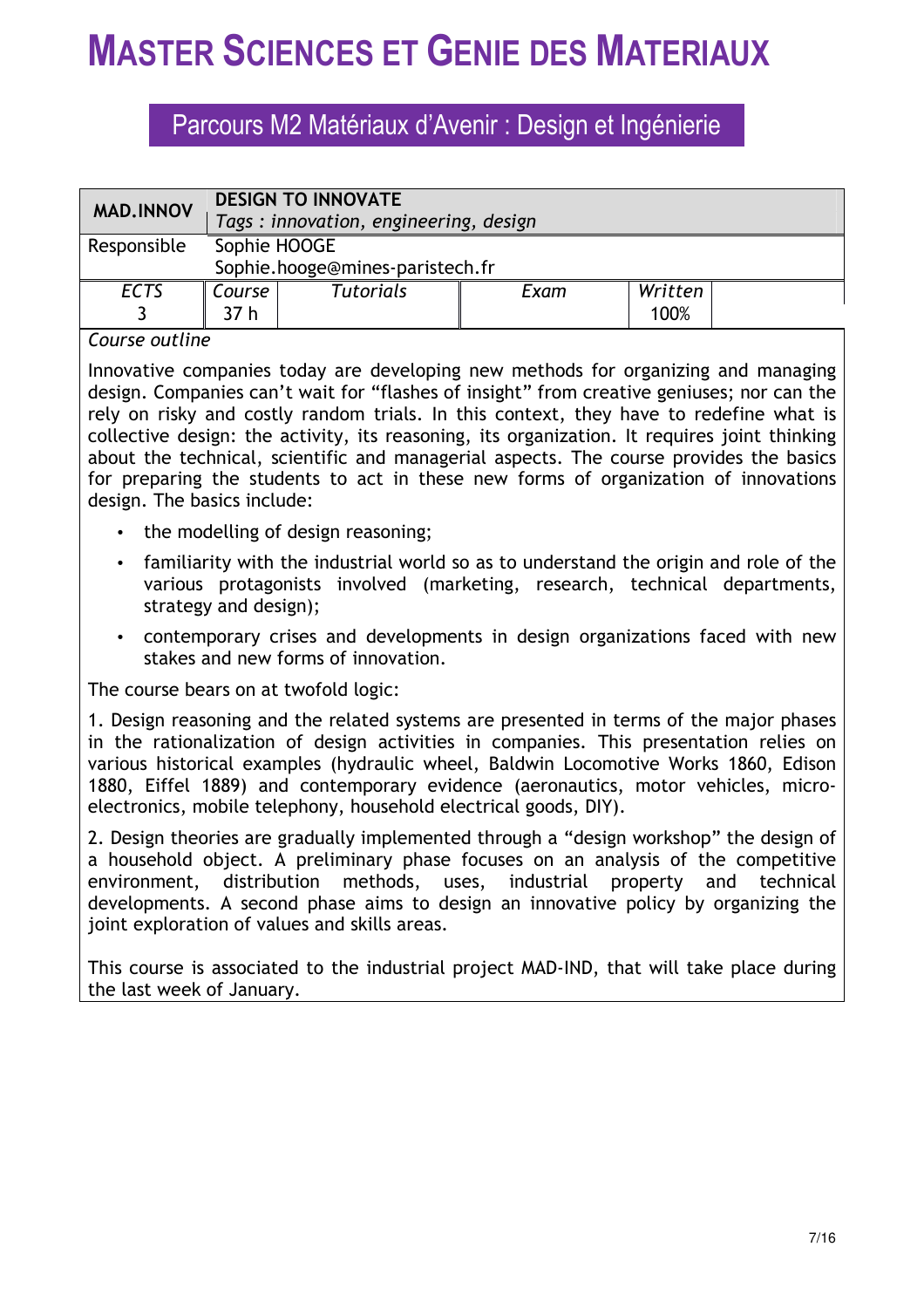# MASTER SCIENCES ET GENIE DES MATERIAUX

## Parcours M2 Matériaux d'Avenir : Design et Ingénierie

| **MAD.INNOV** | **DESIGN TO INNOVATE** *Tags : innovation, engineering, design* | | | |
|---|---|---|---|---|
| Responsible | Sophie HOOGE Sophie.hooge@mines-paristech.fr | | | |
| *ECTS* | *Course* | *Tutorials* | *Exam* | *Written* |
| 3 | 37 h | | | 100% |

*Course outline*

Innovative companies today are developing new methods for organizing and managing design. Companies can't wait for "flashes of insight" from creative geniuses; nor can the rely on risky and costly random trials. In this context, they have to redefine what is collective design: the activity, its reasoning, its organization. It requires joint thinking about the technical, scientific and managerial aspects. The course provides the basics for preparing the students to act in these new forms of organization of innovations design. The basics include:

- the modelling of design reasoning;
- familiarity with the industrial world so as to understand the origin and role of the various protagonists involved (marketing, research, technical departments, strategy and design);
- contemporary crises and developments in design organizations faced with new stakes and new forms of innovation.

The course bears on at twofold logic:

1. Design reasoning and the related systems are presented in terms of the major phases in the rationalization of design activities in companies. This presentation relies on various historical examples (hydraulic wheel, Baldwin Locomotive Works 1860, Edison 1880, Eiffel 1889) and contemporary evidence (aeronautics, motor vehicles, micro-electronics, mobile telephony, household electrical goods, DIY).

2. Design theories are gradually implemented through a "design workshop" the design of a household object. A preliminary phase focuses on an analysis of the competitive environment, distribution methods, uses, industrial property and technical developments. A second phase aims to design an innovative policy by organizing the joint exploration of values and skills areas.

This course is associated to the industrial project MAD-IND, that will take place during the last week of January.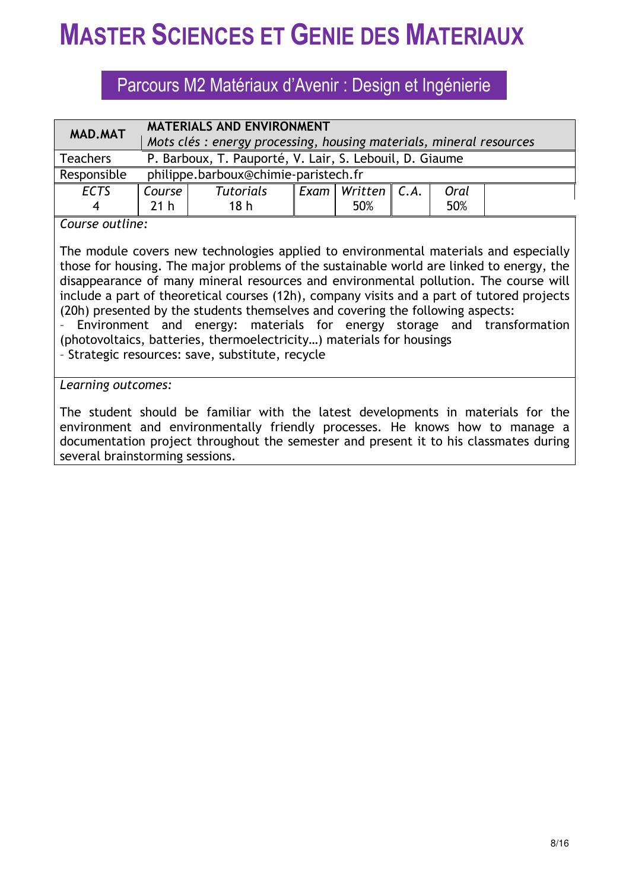# MASTER SCIENCES ET GENIE DES MATERIAUX

## Parcours M2 Matériaux d'Avenir : Design et Ingénierie

| **MAD.MAT** | **MATERIALS AND ENVIRONMENT**<br>*Mots clés : energy processing, housing materials, mineral resources* | | | | | | |
|---|---|---|---|---|---|---|---|
| Teachers | P. Barboux, T. Pauporté, V. Lair, S. Lebouil, D. Giaume | | | | | | |
| Responsible | philippe.barboux@chimie-paristech.fr | | | | | | |
| *ECTS*<br>4 | *Course*<br>21 h | *Tutorials*<br>18 h | *Exam* | *Written*<br>50% | *C.A.* | *Oral*<br>50% | |

*Course outline:*

The module covers new technologies applied to environmental materials and especially those for housing. The major problems of the sustainable world are linked to energy, the disappearance of many mineral resources and environmental pollution. The course will include a part of theoretical courses (12h), company visits and a part of tutored projects (20h) presented by the students themselves and covering the following aspects:

- Environment and energy: materials for energy storage and transformation (photovoltaics, batteries, thermoelectricity…) materials for housings
- Strategic resources: save, substitute, recycle

*Learning outcomes:*

The student should be familiar with the latest developments in materials for the environment and environmentally friendly processes. He knows how to manage a documentation project throughout the semester and present it to his classmates during several brainstorming sessions.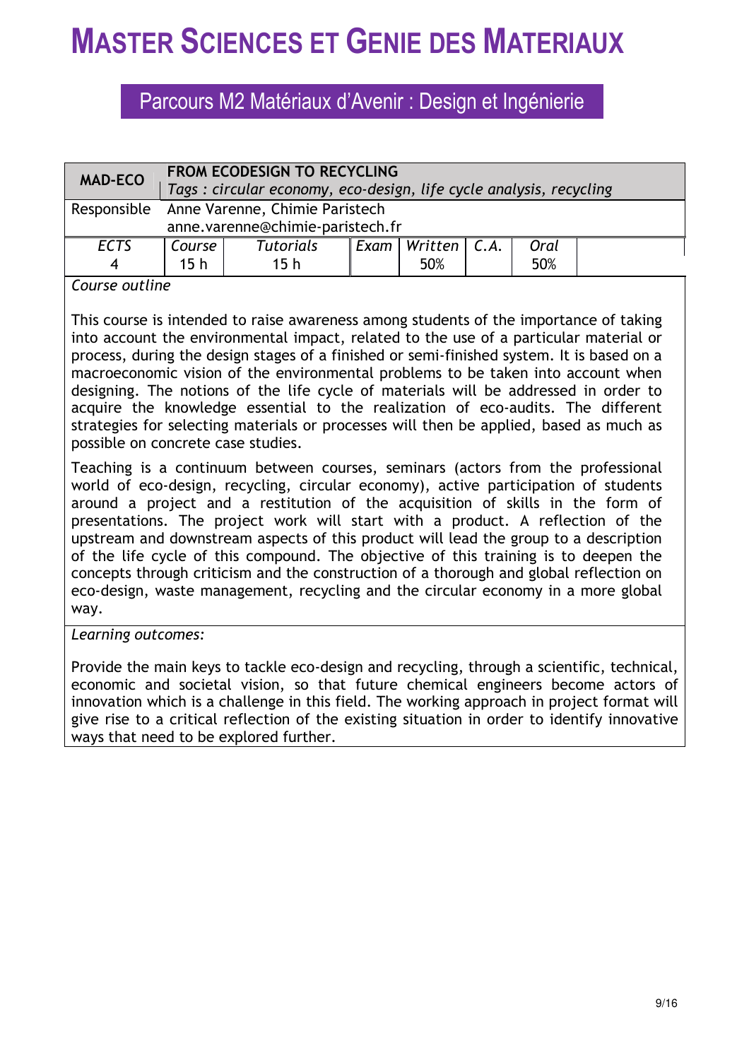# MASTER SCIENCES ET GENIE DES MATERIAUX

## Parcours M2 Matériaux d'Avenir : Design et Ingénierie

| MAD-ECO | **FROM ECODESIGN TO RECYCLING**<br>*Tags : circular economy, eco-design, life cycle analysis, recycling* | | | | | | |
|---|---|---|---|---|---|---|---|
| Responsible | Anne Varenne, Chimie Paristech<br>anne.varenne@chimie-paristech.fr | | | | | | |
| *ECTS* | *Course* | *Tutorials* | *Exam* | *Written* | *C.A.* | *Oral* | |
| 4 | 15 h | 15 h | | 50% | | 50% | |

*Course outline*

This course is intended to raise awareness among students of the importance of taking into account the environmental impact, related to the use of a particular material or process, during the design stages of a finished or semi-finished system. It is based on a macroeconomic vision of the environmental problems to be taken into account when designing. The notions of the life cycle of materials will be addressed in order to acquire the knowledge essential to the realization of eco-audits. The different strategies for selecting materials or processes will then be applied, based as much as possible on concrete case studies.

Teaching is a continuum between courses, seminars (actors from the professional world of eco-design, recycling, circular economy), active participation of students around a project and a restitution of the acquisition of skills in the form of presentations. The project work will start with a product. A reflection of the upstream and downstream aspects of this product will lead the group to a description of the life cycle of this compound. The objective of this training is to deepen the concepts through criticism and the construction of a thorough and global reflection on eco-design, waste management, recycling and the circular economy in a more global way.

*Learning outcomes:*

Provide the main keys to tackle eco-design and recycling, through a scientific, technical, economic and societal vision, so that future chemical engineers become actors of innovation which is a challenge in this field. The working approach in project format will give rise to a critical reflection of the existing situation in order to identify innovative ways that need to be explored further.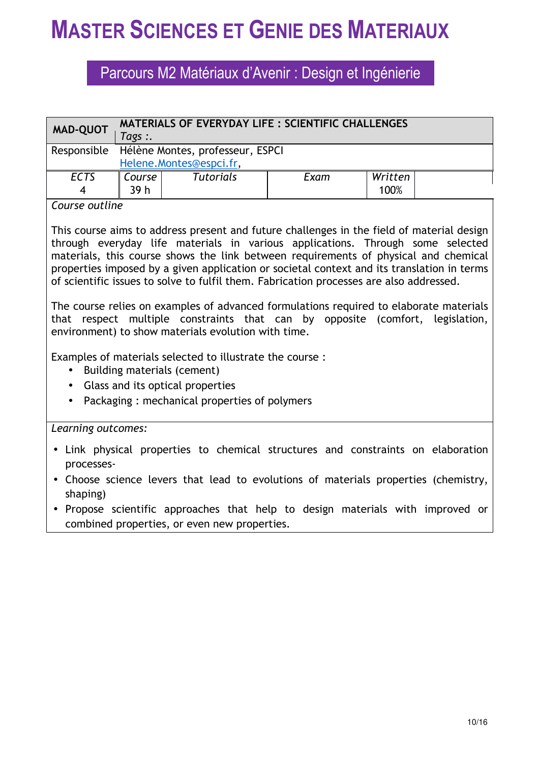# MASTER SCIENCES ET GENIE DES MATERIAUX

## Parcours M2 Matériaux d'Avenir : Design et Ingénierie

| MAD-QUOT | MATERIALS OF EVERYDAY LIFE : SCIENTIFIC CHALLENGES *Tags :.* | | | | |
|---|---|---|---|---|---|
| Responsible | Hélène Montes, professeur, ESPCI Helene.Montes@espci.fr, | | | | |
| *ECTS* 4 | *Course* 39 h | *Tutorials* | *Exam* | *Written* 100% | |

*Course outline*

This course aims to address present and future challenges in the field of material design through everyday life materials in various applications. Through some selected materials, this course shows the link between requirements of physical and chemical properties imposed by a given application or societal context and its translation in terms of scientific issues to solve to fulfil them. Fabrication processes are also addressed.

The course relies on examples of advanced formulations required to elaborate materials that respect multiple constraints that can by opposite (comfort, legislation, environment) to show materials evolution with time.

Examples of materials selected to illustrate the course :

- Building materials (cement)
- Glass and its optical properties
- Packaging : mechanical properties of polymers

*Learning outcomes:*

- Link physical properties to chemical structures and constraints on elaboration processes-
- Choose science levers that lead to evolutions of materials properties (chemistry, shaping)
- Propose scientific approaches that help to design materials with improved or combined properties, or even new properties.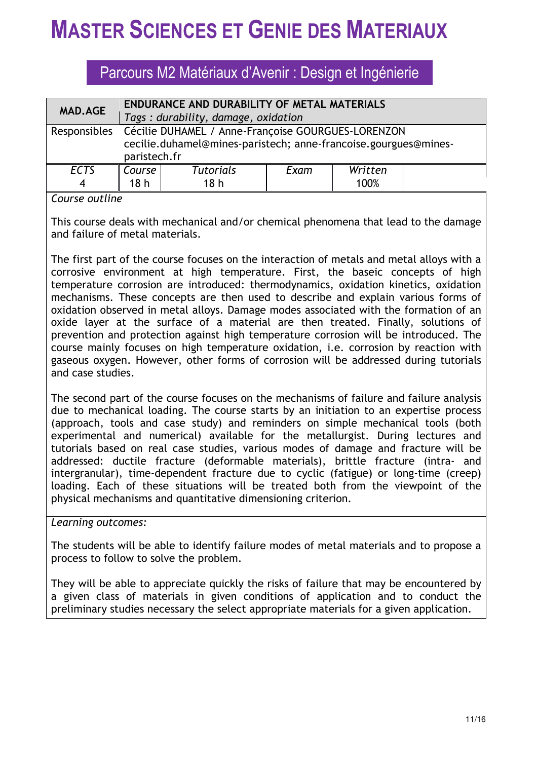# MASTER SCIENCES ET GENIE DES MATERIAUX

## Parcours M2 Matériaux d'Avenir : Design et Ingénierie

| MAD.AGE | **ENDURANCE AND DURABILITY OF METAL MATERIALS** *Tags : durability, damage, oxidation* | | | | |
|---|---|---|---|---|---|
| Responsibles | Cécilie DUHAMEL / Anne-Françoise GOURGUES-LORENZON cecilie.duhamel@mines-paristech; anne-francoise.gourgues@mines-paristech.fr | | | | |
| *ECTS* 4 | *Course* 18 h | *Tutorials* 18 h | *Exam* | *Written* 100% | |

*Course outline*

This course deals with mechanical and/or chemical phenomena that lead to the damage and failure of metal materials.

The first part of the course focuses on the interaction of metals and metal alloys with a corrosive environment at high temperature. First, the baseic concepts of high temperature corrosion are introduced: thermodynamics, oxidation kinetics, oxidation mechanisms. These concepts are then used to describe and explain various forms of oxidation observed in metal alloys. Damage modes associated with the formation of an oxide layer at the surface of a material are then treated. Finally, solutions of prevention and protection against high temperature corrosion will be introduced. The course mainly focuses on high temperature oxidation, i.e. corrosion by reaction with gaseous oxygen. However, other forms of corrosion will be addressed during tutorials and case studies.

The second part of the course focuses on the mechanisms of failure and failure analysis due to mechanical loading. The course starts by an initiation to an expertise process (approach, tools and case study) and reminders on simple mechanical tools (both experimental and numerical) available for the metallurgist. During lectures and tutorials based on real case studies, various modes of damage and fracture will be addressed: ductile fracture (deformable materials), brittle fracture (intra- and intergranular), time-dependent fracture due to cyclic (fatigue) or long-time (creep) loading. Each of these situations will be treated both from the viewpoint of the physical mechanisms and quantitative dimensioning criterion.

*Learning outcomes:*

The students will be able to identify failure modes of metal materials and to propose a process to follow to solve the problem.

They will be able to appreciate quickly the risks of failure that may be encountered by a given class of materials in given conditions of application and to conduct the preliminary studies necessary the select appropriate materials for a given application.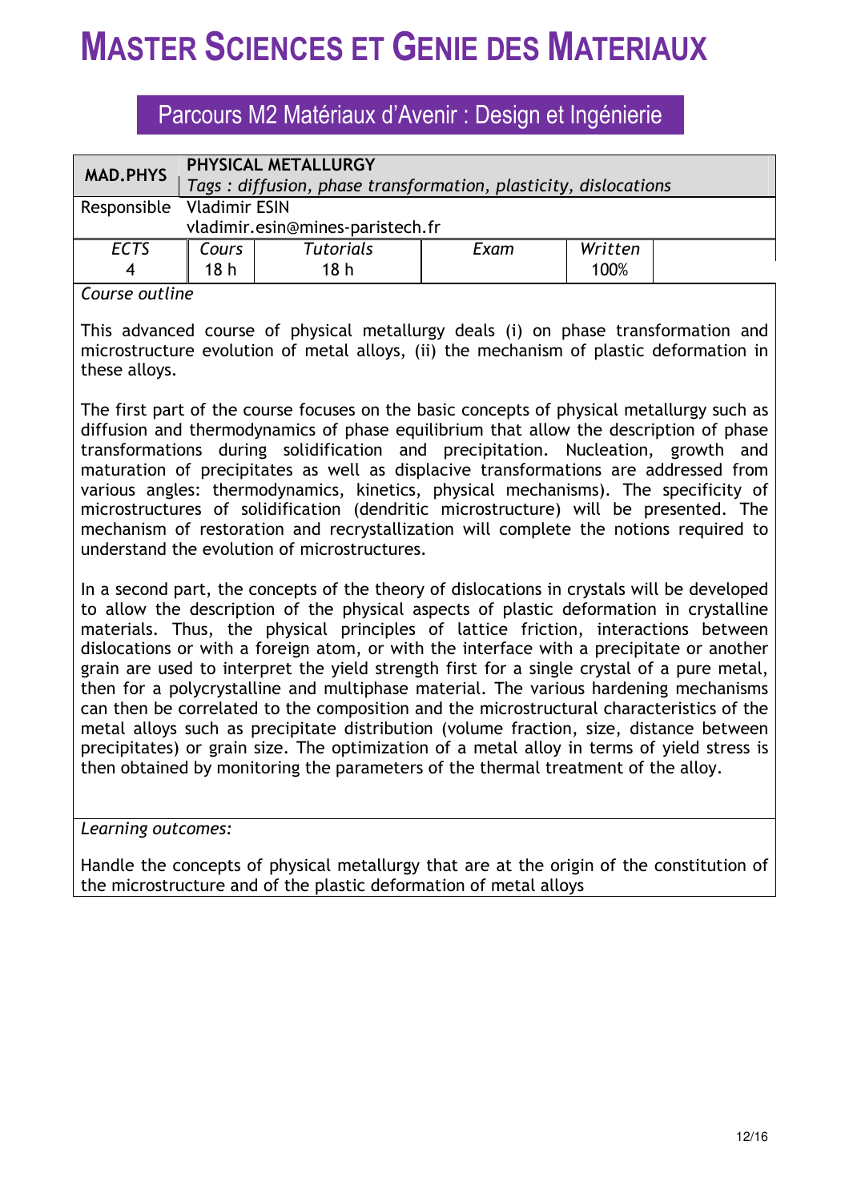# MASTER SCIENCES ET GENIE DES MATERIAUX

## Parcours M2 Matériaux d'Avenir : Design et Ingénierie

| **MAD.PHYS** | **PHYSICAL METALLURGY**<br>*Tags : diffusion, phase transformation, plasticity, dislocations* | | | | |
|---|---|---|---|---|---|
| Responsible | Vladimir ESIN<br>vladimir.esin@mines-paristech.fr | | | | |
| *ECTS* | *Cours* | *Tutorials* | *Exam* | *Written* | |
| 4 | 18 h | 18 h | | 100% | |

*Course outline*

This advanced course of physical metallurgy deals (i) on phase transformation and microstructure evolution of metal alloys, (ii) the mechanism of plastic deformation in these alloys.

The first part of the course focuses on the basic concepts of physical metallurgy such as diffusion and thermodynamics of phase equilibrium that allow the description of phase transformations during solidification and precipitation. Nucleation, growth and maturation of precipitates as well as displacive transformations are addressed from various angles: thermodynamics, kinetics, physical mechanisms). The specificity of microstructures of solidification (dendritic microstructure) will be presented. The mechanism of restoration and recrystallization will complete the notions required to understand the evolution of microstructures.

In a second part, the concepts of the theory of dislocations in crystals will be developed to allow the description of the physical aspects of plastic deformation in crystalline materials. Thus, the physical principles of lattice friction, interactions between dislocations or with a foreign atom, or with the interface with a precipitate or another grain are used to interpret the yield strength first for a single crystal of a pure metal, then for a polycrystalline and multiphase material. The various hardening mechanisms can then be correlated to the composition and the microstructural characteristics of the metal alloys such as precipitate distribution (volume fraction, size, distance between precipitates) or grain size. The optimization of a metal alloy in terms of yield stress is then obtained by monitoring the parameters of the thermal treatment of the alloy.

*Learning outcomes:*

Handle the concepts of physical metallurgy that are at the origin of the constitution of the microstructure and of the plastic deformation of metal alloys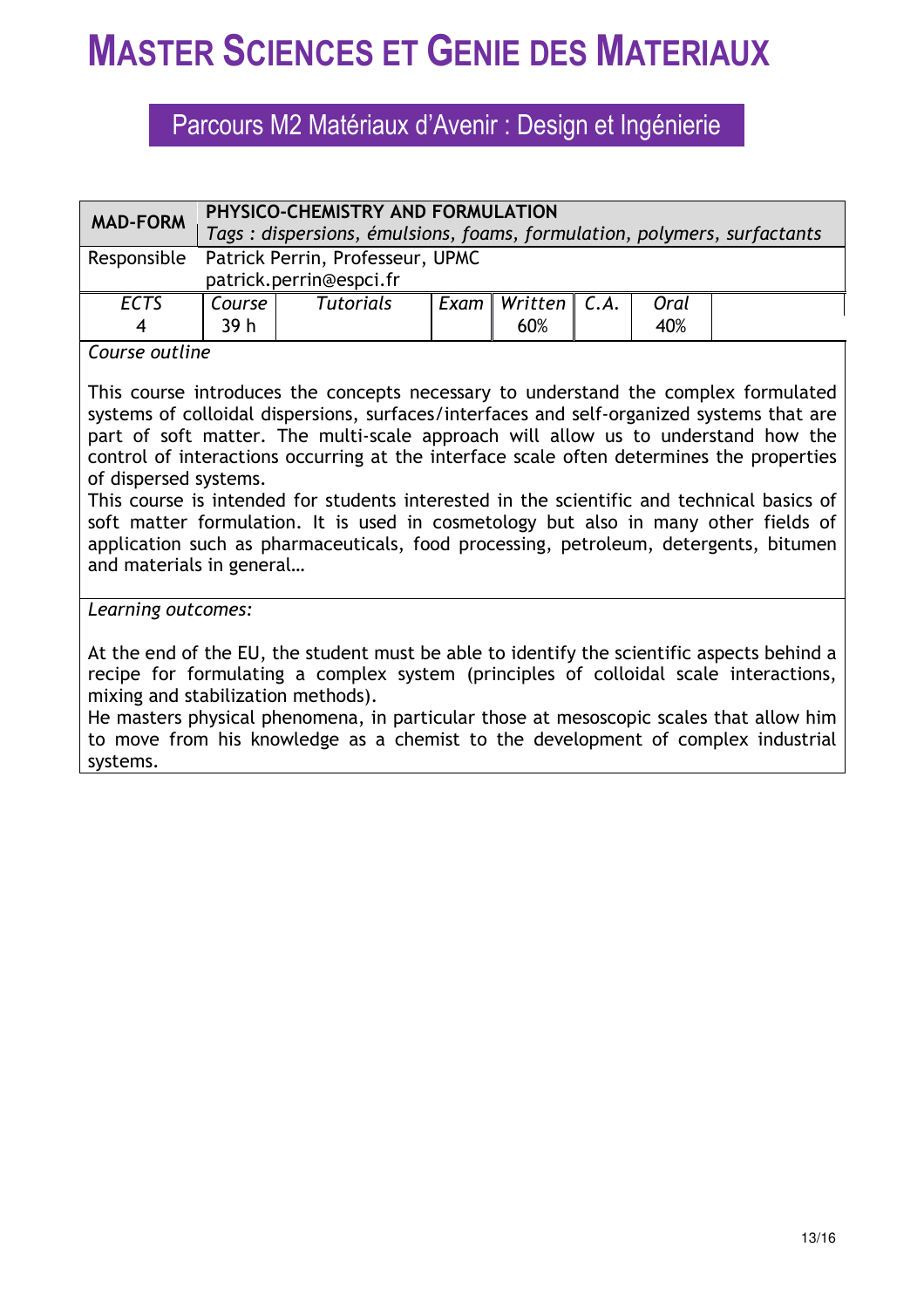# MASTER SCIENCES ET GENIE DES MATERIAUX

## Parcours M2 Matériaux d'Avenir : Design et Ingénierie

| **MAD-FORM** | **PHYSICO-CHEMISTRY AND FORMULATION** *Tags : dispersions, émulsions, foams, formulation, polymers, surfactants* | | | | | | |
|---|---|---|---|---|---|---|---|
| Responsible | Patrick Perrin, Professeur, UPMC patrick.perrin@espci.fr | | | | | | |
| *ECTS* | *Course* | *Tutorials* | *Exam* | *Written* | *C.A.* | *Oral* | |
| 4 | 39 h | | | 60% | | 40% | |

*Course outline*

This course introduces the concepts necessary to understand the complex formulated systems of colloidal dispersions, surfaces/interfaces and self-organized systems that are part of soft matter. The multi-scale approach will allow us to understand how the control of interactions occurring at the interface scale often determines the properties of dispersed systems.
This course is intended for students interested in the scientific and technical basics of soft matter formulation. It is used in cosmetology but also in many other fields of application such as pharmaceuticals, food processing, petroleum, detergents, bitumen and materials in general…

*Learning outcomes:*

At the end of the EU, the student must be able to identify the scientific aspects behind a recipe for formulating a complex system (principles of colloidal scale interactions, mixing and stabilization methods).
He masters physical phenomena, in particular those at mesoscopic scales that allow him to move from his knowledge as a chemist to the development of complex industrial systems.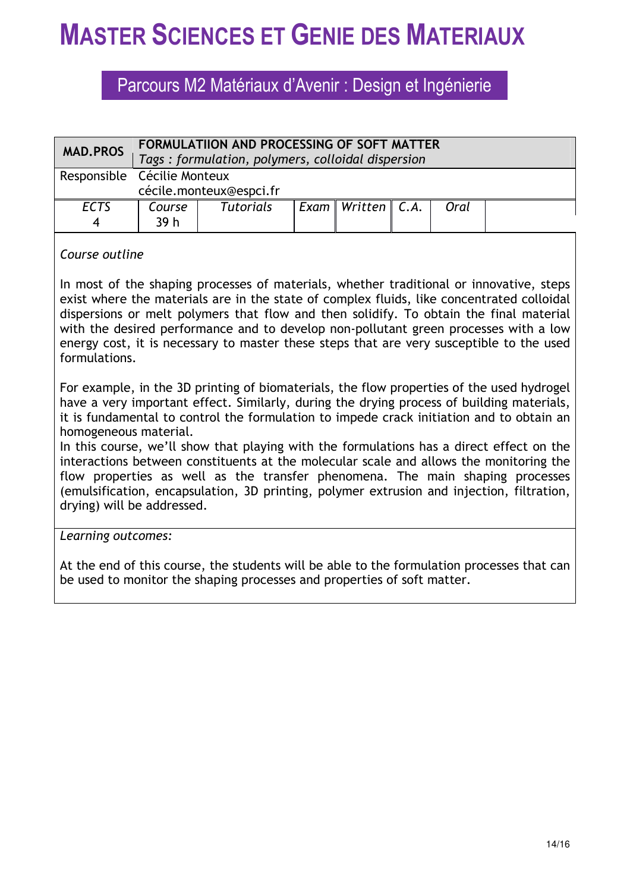# MASTER SCIENCES ET GENIE DES MATERIAUX

## Parcours M2 Matériaux d'Avenir : Design et Ingénierie

| **MAD.PROS** | **FORMULATIION AND PROCESSING OF SOFT MATTER**<br>*Tags : formulation, polymers, colloidal dispersion* | | | | | | |
|---|---|---|---|---|---|---|---|
| Responsible | Cécilie Monteux<br>cécile.monteux@espci.fr | | | | | | |
| *ECTS*<br>4 | *Course*<br>39 h | *Tutorials* | *Exam* | *Written* | *C.A.* | *Oral* | |

*Course outline*

In most of the shaping processes of materials, whether traditional or innovative, steps exist where the materials are in the state of complex fluids, like concentrated colloidal dispersions or melt polymers that flow and then solidify. To obtain the final material with the desired performance and to develop non-pollutant green processes with a low energy cost, it is necessary to master these steps that are very susceptible to the used formulations.

For example, in the 3D printing of biomaterials, the flow properties of the used hydrogel have a very important effect. Similarly, during the drying process of building materials, it is fundamental to control the formulation to impede crack initiation and to obtain an homogeneous material.
In this course, we'll show that playing with the formulations has a direct effect on the interactions between constituents at the molecular scale and allows the monitoring the flow properties as well as the transfer phenomena. The main shaping processes (emulsification, encapsulation, 3D printing, polymer extrusion and injection, filtration, drying) will be addressed.

*Learning outcomes:*

At the end of this course, the students will be able to the formulation processes that can be used to monitor the shaping processes and properties of soft matter.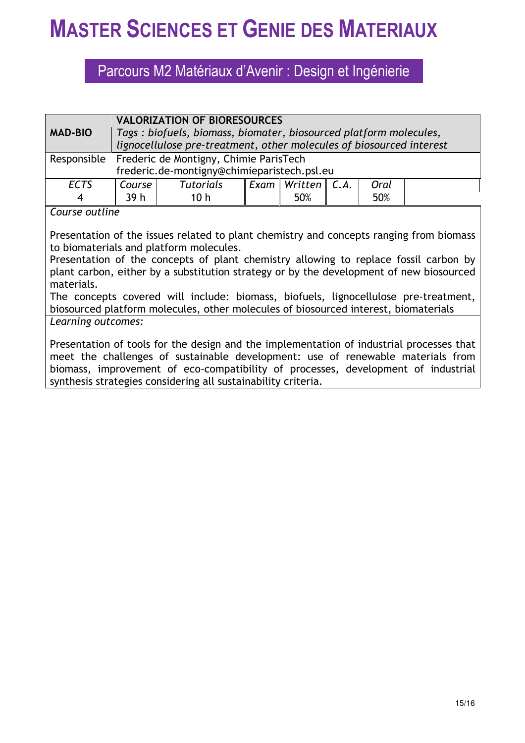# MASTER SCIENCES ET GENIE DES MATERIAUX

## Parcours M2 Matériaux d'Avenir : Design et Ingénierie

| **MAD-BIO** | **VALORIZATION OF BIORESOURCES**<br>*Tags : biofuels, biomass, biomater, biosourced platform molecules, lignocellulose pre-treatment, other molecules of biosourced interest* | | | | | | |
|---|---|---|---|---|---|---|---|
| Responsible | Frederic de Montigny, Chimie ParisTech<br>frederic.de-montigny@chimieparistech.psl.eu | | | | | | |
| *ECTS* | *Course* | *Tutorials* | *Exam* | *Written* | *C.A.* | *Oral* | |
| 4 | 39 h | 10 h | | 50% | | 50% | |

*Course outline*

Presentation of the issues related to plant chemistry and concepts ranging from biomass to biomaterials and platform molecules.
Presentation of the concepts of plant chemistry allowing to replace fossil carbon by plant carbon, either by a substitution strategy or by the development of new biosourced materials.
The concepts covered will include: biomass, biofuels, lignocellulose pre-treatment, biosourced platform molecules, other molecules of biosourced interest, biomaterials

*Learning outcomes:*

Presentation of tools for the design and the implementation of industrial processes that meet the challenges of sustainable development: use of renewable materials from biomass, improvement of eco-compatibility of processes, development of industrial synthesis strategies considering all sustainability criteria.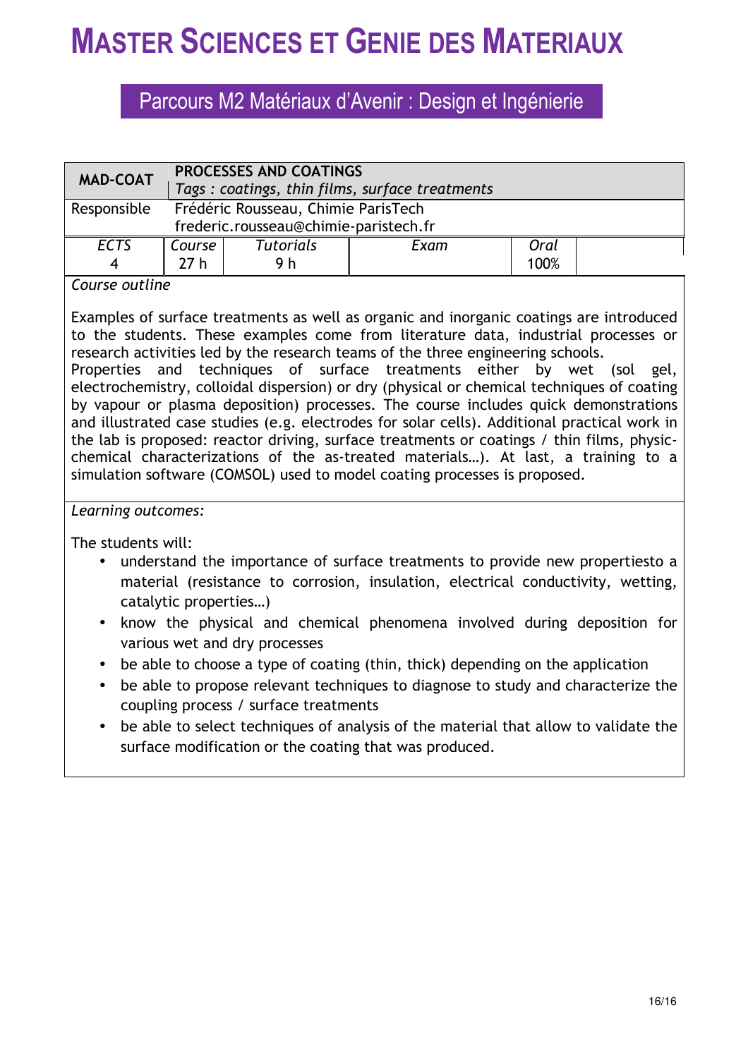# MASTER SCIENCES ET GENIE DES MATERIAUX

## Parcours M2 Matériaux d'Avenir : Design et Ingénierie

| **MAD-COAT** | **PROCESSES AND COATINGS** *Tags : coatings, thin films, surface treatments* | | | | |
|---|---|---|---|---|---|
| Responsible | Frédéric Rousseau, Chimie ParisTech frederic.rousseau@chimie-paristech.fr | | | | |
| *ECTS* 4 | *Course* 27 h | *Tutorials* 9 h | *Exam* | *Oral* 100% | |

*Course outline*

Examples of surface treatments as well as organic and inorganic coatings are introduced to the students. These examples come from literature data, industrial processes or research activities led by the research teams of the three engineering schools.
Properties and techniques of surface treatments either by wet (sol gel, electrochemistry, colloidal dispersion) or dry (physical or chemical techniques of coating by vapour or plasma deposition) processes. The course includes quick demonstrations and illustrated case studies (e.g. electrodes for solar cells). Additional practical work in the lab is proposed: reactor driving, surface treatments or coatings / thin films, physic-chemical characterizations of the as-treated materials…). At last, a training to a simulation software (COMSOL) used to model coating processes is proposed.

*Learning outcomes:*

The students will:

- understand the importance of surface treatments to provide new propertiesto a material (resistance to corrosion, insulation, electrical conductivity, wetting, catalytic properties…)
- know the physical and chemical phenomena involved during deposition for various wet and dry processes
- be able to choose a type of coating (thin, thick) depending on the application
- be able to propose relevant techniques to diagnose to study and characterize the coupling process / surface treatments
- be able to select techniques of analysis of the material that allow to validate the surface modification or the coating that was produced.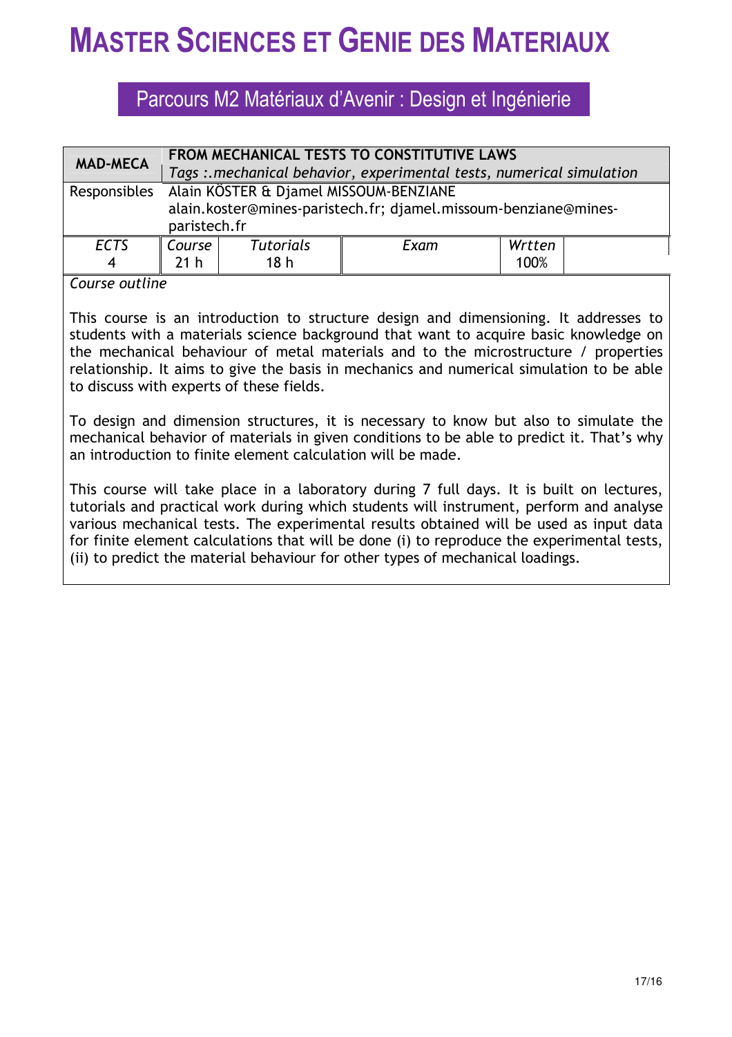# MASTER SCIENCES ET GENIE DES MATERIAUX

## Parcours M2 Matériaux d'Avenir : Design et Ingénierie

| **MAD-MECA** | **FROM MECHANICAL TESTS TO CONSTITUTIVE LAWS**<br>*Tags :.mechanical behavior, experimental tests, numerical simulation* | | | | |
|---|---|---|---|---|---|
| Responsibles | Alain KÖSTER & Djamel MISSOUM-BENZIANE<br>alain.koster@mines-paristech.fr; djamel.missoum-benziane@mines-paristech.fr | | | | |
| *ECTS*<br>4 | *Course*<br>21 h | *Tutorials*<br>18 h | *Exam* | *Wrtten*<br>100% | |

*Course outline*

This course is an introduction to structure design and dimensioning. It addresses to students with a materials science background that want to acquire basic knowledge on the mechanical behaviour of metal materials and to the microstructure / properties relationship. It aims to give the basis in mechanics and numerical simulation to be able to discuss with experts of these fields.

To design and dimension structures, it is necessary to know but also to simulate the mechanical behavior of materials in given conditions to be able to predict it. That's why an introduction to finite element calculation will be made.

This course will take place in a laboratory during 7 full days. It is built on lectures, tutorials and practical work during which students will instrument, perform and analyse various mechanical tests. The experimental results obtained will be used as input data for finite element calculations that will be done (i) to reproduce the experimental tests, (ii) to predict the material behaviour for other types of mechanical loadings.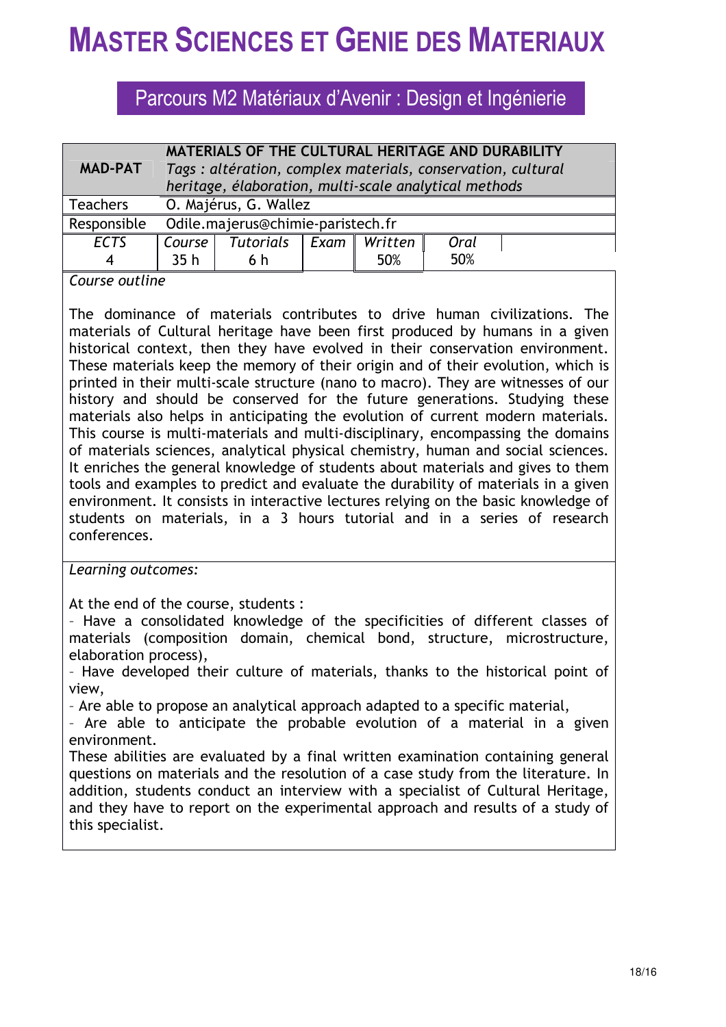# MASTER SCIENCES ET GENIE DES MATERIAUX

## Parcours M2 Matériaux d'Avenir : Design et Ingénierie

| **MAD-PAT** | **MATERIALS OF THE CULTURAL HERITAGE AND DURABILITY** *Tags : altération, complex materials, conservation, cultural heritage, élaboration, multi-scale analytical methods* | | | | | |
|---|---|---|---|---|---|---|
| Teachers | O. Majérus, G. Wallez | | | | | |
| Responsible | Odile.majerus@chimie-paristech.fr | | | | | |
| *ECTS* | *Course* | *Tutorials* | *Exam* | *Written* | *Oral* | |
| 4 | 35 h | 6 h | | 50% | 50% | |

*Course outline*

The dominance of materials contributes to drive human civilizations. The materials of Cultural heritage have been first produced by humans in a given historical context, then they have evolved in their conservation environment. These materials keep the memory of their origin and of their evolution, which is printed in their multi-scale structure (nano to macro). They are witnesses of our history and should be conserved for the future generations. Studying these materials also helps in anticipating the evolution of current modern materials. This course is multi-materials and multi-disciplinary, encompassing the domains of materials sciences, analytical physical chemistry, human and social sciences. It enriches the general knowledge of students about materials and gives to them tools and examples to predict and evaluate the durability of materials in a given environment. It consists in interactive lectures relying on the basic knowledge of students on materials, in a 3 hours tutorial and in a series of research conferences.

*Learning outcomes:*

At the end of the course, students :

- Have a consolidated knowledge of the specificities of different classes of materials (composition domain, chemical bond, structure, microstructure, elaboration process),
- Have developed their culture of materials, thanks to the historical point of view,
- Are able to propose an analytical approach adapted to a specific material,
- Are able to anticipate the probable evolution of a material in a given environment.

These abilities are evaluated by a final written examination containing general questions on materials and the resolution of a case study from the literature. In addition, students conduct an interview with a specialist of Cultural Heritage, and they have to report on the experimental approach and results of a study of this specialist.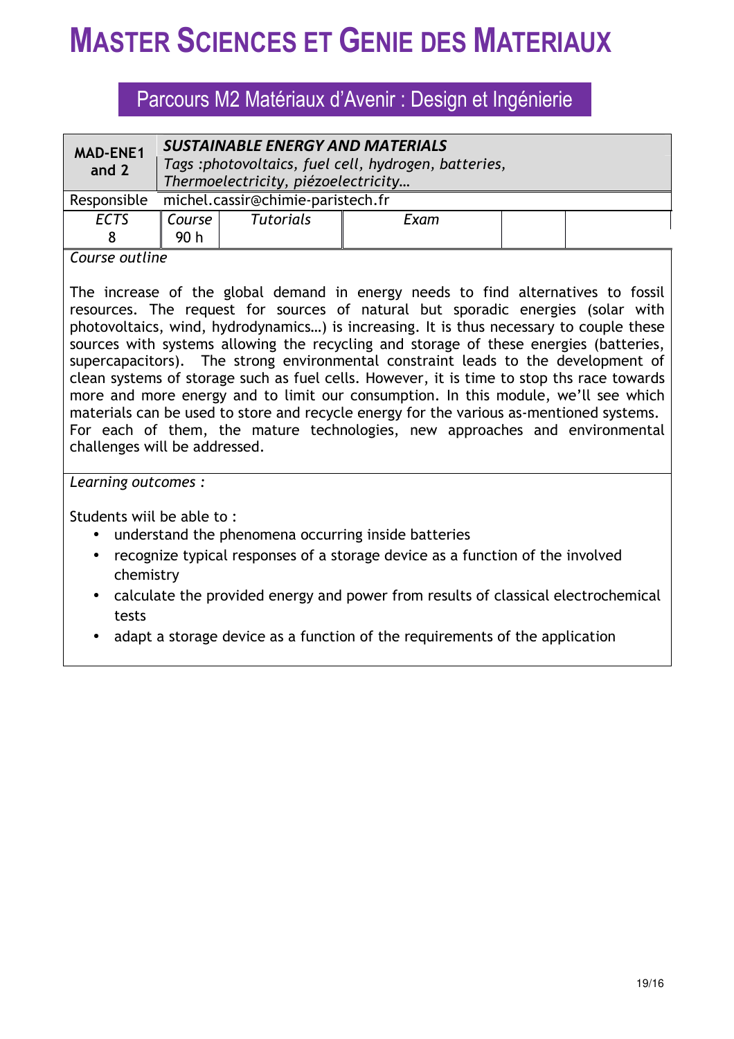# MASTER SCIENCES ET GENIE DES MATERIAUX

## Parcours M2 Matériaux d'Avenir : Design et Ingénierie

| **MAD-ENE1 and 2** | ***SUSTAINABLE ENERGY AND MATERIALS*** *Tags :photovoltaics, fuel cell, hydrogen, batteries, Thermoelectricity, piézoelectricity…* | | | | |
|---|---|---|---|---|---|
| Responsible | michel.cassir@chimie-paristech.fr | | | | |
| *ECTS* 8 | *Course* 90 h | *Tutorials* | *Exam* | | |

*Course outline*

The increase of the global demand in energy needs to find alternatives to fossil resources. The request for sources of natural but sporadic energies (solar with photovoltaics, wind, hydrodynamics…) is increasing. It is thus necessary to couple these sources with systems allowing the recycling and storage of these energies (batteries, supercapacitors). The strong environmental constraint leads to the development of clean systems of storage such as fuel cells. However, it is time to stop ths race towards more and more energy and to limit our consumption. In this module, we'll see which materials can be used to store and recycle energy for the various as-mentioned systems. For each of them, the mature technologies, new approaches and environmental challenges will be addressed.

*Learning outcomes :*

Students wiil be able to :

- understand the phenomena occurring inside batteries
- recognize typical responses of a storage device as a function of the involved chemistry
- calculate the provided energy and power from results of classical electrochemical tests
- adapt a storage device as a function of the requirements of the application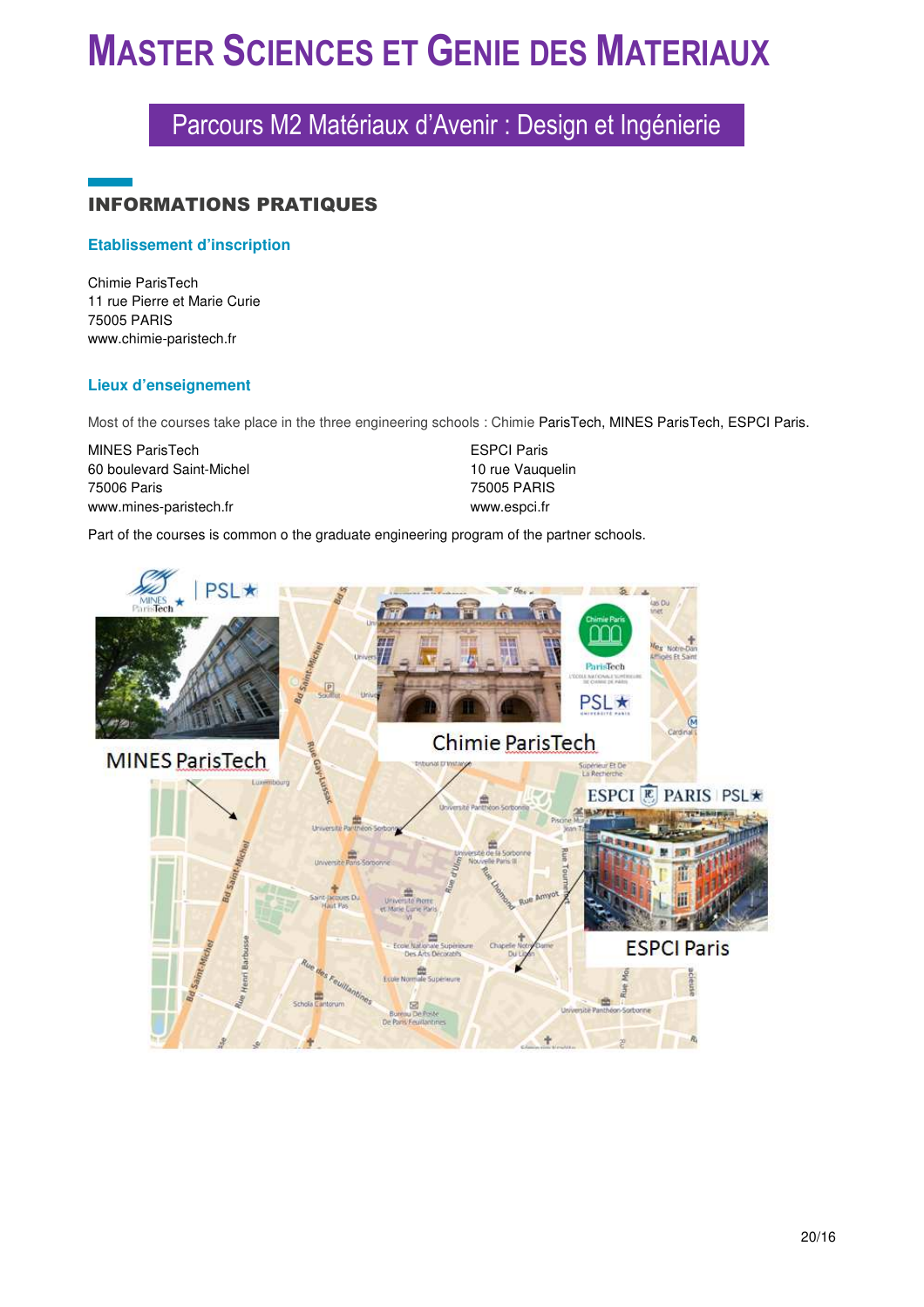# Master Sciences et Genie des Materiaux

## Parcours M2 Matériaux d'Avenir : Design et Ingénierie

## INFORMATIONS PRATIQUES

### Etablissement d'inscription

Chimie ParisTech
11 rue Pierre et Marie Curie
75005 PARIS
www.chimie-paristech.fr

### Lieux d'enseignement

Most of the courses take place in the three engineering schools : Chimie ParisTech, MINES ParisTech, ESPCI Paris.

MINES ParisTech
60 boulevard Saint-Michel
75006 Paris
www.mines-paristech.fr

ESPCI Paris
10 rue Vauquelin
75005 PARIS
www.espci.fr

Part of the courses is common o the graduate engineering program of the partner schools.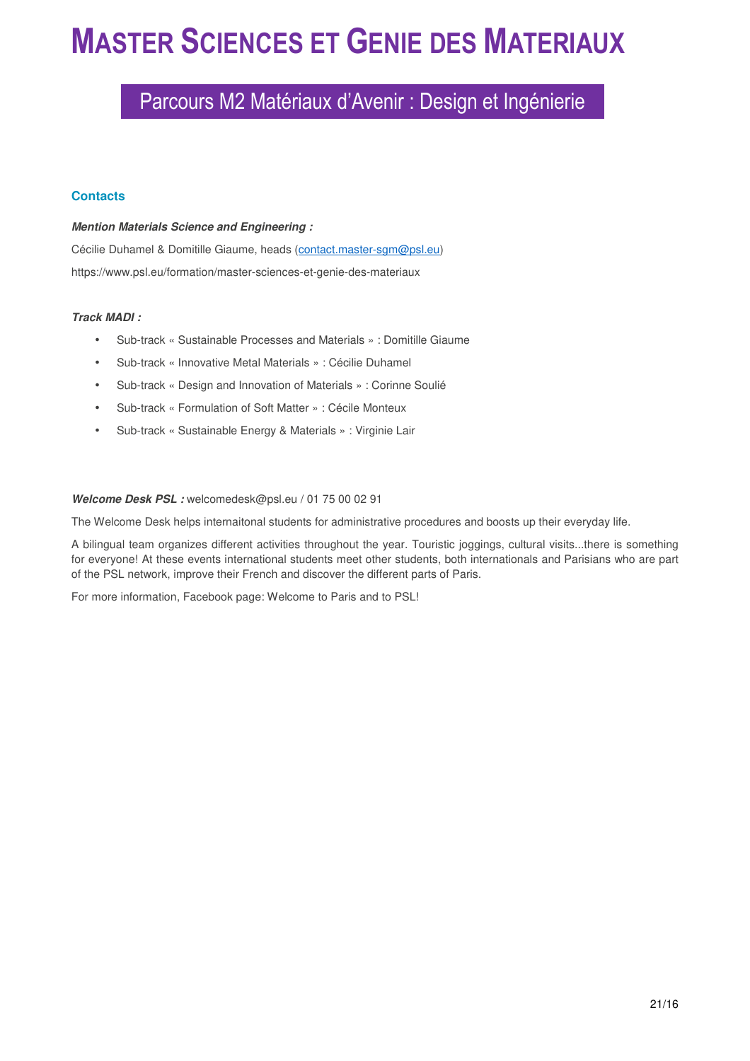# Master Sciences et Genie des Materiaux

## Parcours M2 Matériaux d'Avenir : Design et Ingénierie

### Contacts

***Mention Materials Science and Engineering :***

Cécilie Duhamel & Domitille Giaume, heads (contact.master-sgm@psl.eu)

https://www.psl.eu/formation/master-sciences-et-genie-des-materiaux

***Track MADI :***

- Sub-track « Sustainable Processes and Materials » : Domitille Giaume
- Sub-track « Innovative Metal Materials » : Cécilie Duhamel
- Sub-track « Design and Innovation of Materials » : Corinne Soulié
- Sub-track « Formulation of Soft Matter » : Cécile Monteux
- Sub-track « Sustainable Energy & Materials » : Virginie Lair

***Welcome Desk PSL :*** welcomedesk@psl.eu / 01 75 00 02 91

The Welcome Desk helps internaitonal students for administrative procedures and boosts up their everyday life.

A bilingual team organizes different activities throughout the year. Touristic joggings, cultural visits...there is something for everyone! At these events international students meet other students, both internationals and Parisians who are part of the PSL network, improve their French and discover the different parts of Paris.

For more information, Facebook page: Welcome to Paris and to PSL!